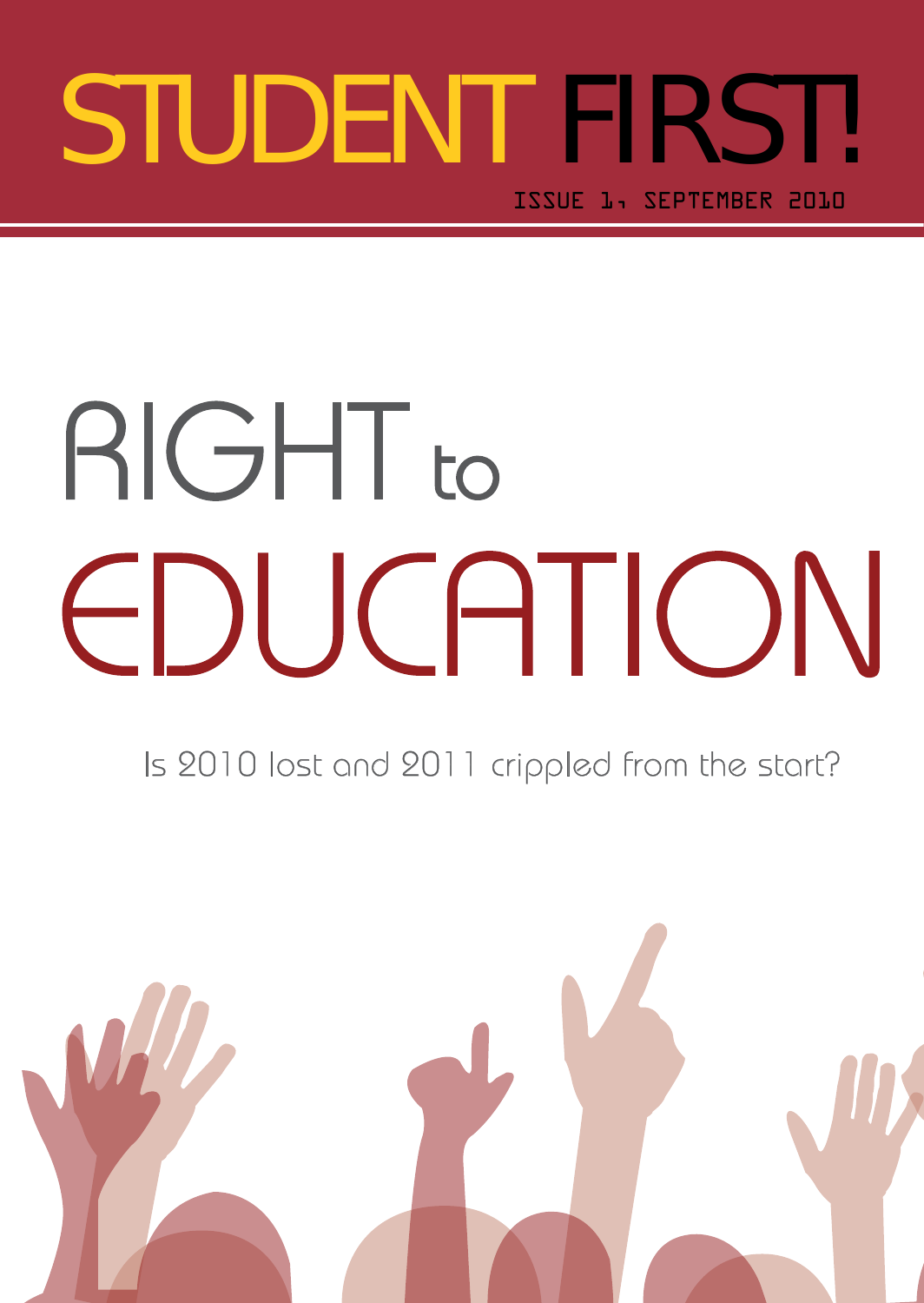# STUDENT FIRST!

ISSUE 1, SEPTEMBER 2010

# RIGHT to EDUCATION

Is 2010 lost and 2011 crippled from the start?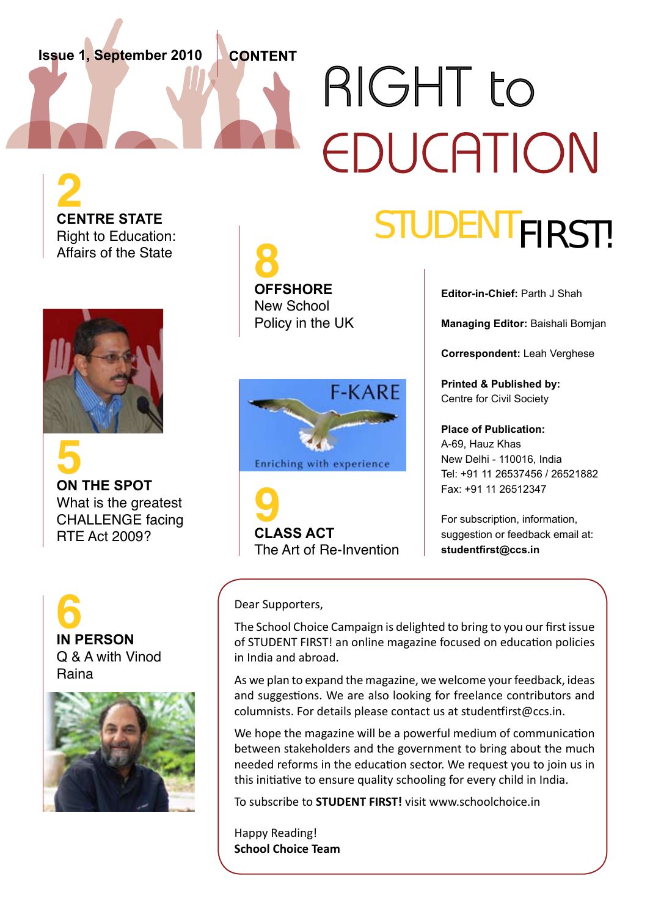Issue 1, September 2010

# RIGHT to EDUCATION

## STUDENT FIRST!

### CONTENT

**2**
**CENTRE STATE**
Right to Education: Affairs of the State

**5**
**ON THE SPOT**
What is the greatest CHALLENGE facing RTE Act 2009?

**6**
**IN PERSON**
Q & A with Vinod Raina

**8**
**OFFSHORE**
New School Policy in the UK

F-KARE
Enriching with experience

**9**
**CLASS ACT**
The Art of Re-Invention

**Editor-in-Chief:** Parth J Shah

**Managing Editor:** Baishali Bomjan

**Correspondent:** Leah Verghese

**Printed & Published by:**
Centre for Civil Society

**Place of Publication:**
A-69, Hauz Khas
New Delhi - 110016, India
Tel: +91 11 26537456 / 26521882
Fax: +91 11 26512347

For subscription, information, suggestion or feedback email at:
**studentfirst@ccs.in**

Dear Supporters,

The School Choice Campaign is delighted to bring to you our first issue of STUDENT FIRST! an online magazine focused on education policies in India and abroad.

As we plan to expand the magazine, we welcome your feedback, ideas and suggestions. We are also looking for freelance contributors and columnists. For details please contact us at studentfirst@ccs.in.

We hope the magazine will be a powerful medium of communication between stakeholders and the government to bring about the much needed reforms in the education sector. We request you to join us in this initiative to ensure quality schooling for every child in India.

To subscribe to **STUDENT FIRST!** visit www.schoolchoice.in

Happy Reading!
**School Choice Team**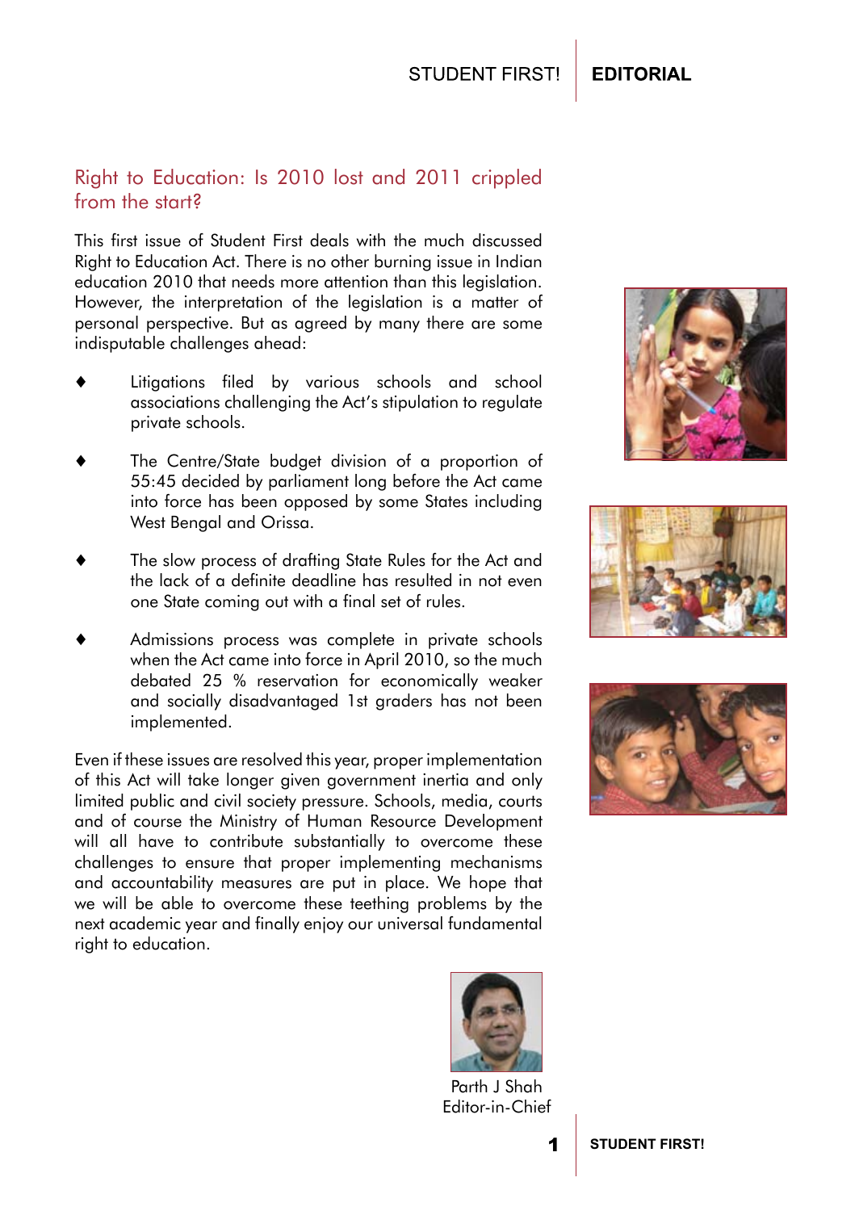## Right to Education: Is 2010 lost and 2011 crippled from the start?

This first issue of Student First deals with the much discussed Right to Education Act. There is no other burning issue in Indian education 2010 that needs more attention than this legislation. However, the interpretation of the legislation is a matter of personal perspective. But as agreed by many there are some indisputable challenges ahead:

- Litigations filed by various schools and school associations challenging the Act's stipulation to regulate private schools.
- The Centre/State budget division of a proportion of 55:45 decided by parliament long before the Act came into force has been opposed by some States including West Bengal and Orissa.
- The slow process of drafting State Rules for the Act and the lack of a definite deadline has resulted in not even one State coming out with a final set of rules.
- Admissions process was complete in private schools when the Act came into force in April 2010, so the much debated 25 % reservation for economically weaker and socially disadvantaged 1st graders has not been implemented.

Even if these issues are resolved this year, proper implementation of this Act will take longer given government inertia and only limited public and civil society pressure. Schools, media, courts and of course the Ministry of Human Resource Development will all have to contribute substantially to overcome these challenges to ensure that proper implementing mechanisms and accountability measures are put in place. We hope that we will be able to overcome these teething problems by the next academic year and finally enjoy our universal fundamental right to education.

Parth J Shah
Editor-in-Chief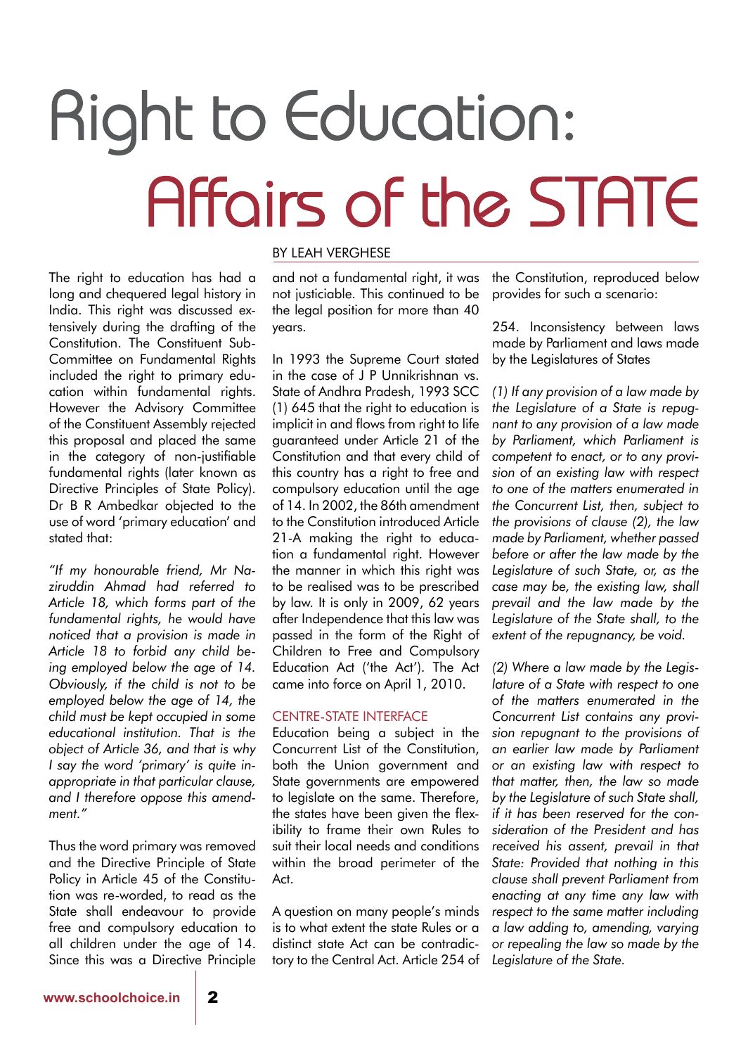# Right to Education: Affairs of the STATE

BY LEAH VERGHESE

The right to education has had a long and chequered legal history in India. This right was discussed extensively during the drafting of the Constitution. The Constituent Sub-Committee on Fundamental Rights included the right to primary education within fundamental rights. However the Advisory Committee of the Constituent Assembly rejected this proposal and placed the same in the category of non-justifiable fundamental rights (later known as Directive Principles of State Policy). Dr B R Ambedkar objected to the use of word 'primary education' and stated that:

*"If my honourable friend, Mr Naziruddin Ahmad had referred to Article 18, which forms part of the fundamental rights, he would have noticed that a provision is made in Article 18 to forbid any child being employed below the age of 14. Obviously, if the child is not to be employed below the age of 14, the child must be kept occupied in some educational institution. That is the object of Article 36, and that is why I say the word 'primary' is quite inappropriate in that particular clause, and I therefore oppose this amendment."*

Thus the word primary was removed and the Directive Principle of State Policy in Article 45 of the Constitution was re-worded, to read as the State shall endeavour to provide free and compulsory education to all children under the age of 14. Since this was a Directive Principle and not a fundamental right, it was not justiciable. This continued to be the legal position for more than 40 years.

In 1993 the Supreme Court stated in the case of J P Unnikrishnan vs. State of Andhra Pradesh, 1993 SCC (1) 645 that the right to education is implicit in and flows from right to life guaranteed under Article 21 of the Constitution and that every child of this country has a right to free and compulsory education until the age of 14. In 2002, the 86th amendment to the Constitution introduced Article 21-A making the right to education a fundamental right. However the manner in which this right was to be realised was to be prescribed by law. It is only in 2009, 62 years after Independence that this law was passed in the form of the Right of Children to Free and Compulsory Education Act ('the Act'). The Act came into force on April 1, 2010.

## CENTRE-STATE INTERFACE

Education being a subject in the Concurrent List of the Constitution, both the Union government and State governments are empowered to legislate on the same. Therefore, the states have been given the flexibility to frame their own Rules to suit their local needs and conditions within the broad perimeter of the Act.

A question on many people's minds is to what extent the state Rules or a distinct state Act can be contradictory to the Central Act. Article 254 of the Constitution, reproduced below provides for such a scenario:

254. Inconsistency between laws made by Parliament and laws made by the Legislatures of States

*(1) If any provision of a law made by the Legislature of a State is repugnant to any provision of a law made by Parliament, which Parliament is competent to enact, or to any provision of an existing law with respect to one of the matters enumerated in the Concurrent List, then, subject to the provisions of clause (2), the law made by Parliament, whether passed before or after the law made by the Legislature of such State, or, as the case may be, the existing law, shall prevail and the law made by the Legislature of the State shall, to the extent of the repugnancy, be void.*

*(2) Where a law made by the Legislature of a State with respect to one of the matters enumerated in the Concurrent List contains any provision repugnant to the provisions of an earlier law made by Parliament or an existing law with respect to that matter, then, the law so made by the Legislature of such State shall, if it has been reserved for the consideration of the President and has received his assent, prevail in that State: Provided that nothing in this clause shall prevent Parliament from enacting at any time any law with respect to the same matter including a law adding to, amending, varying or repealing the law so made by the Legislature of the State.*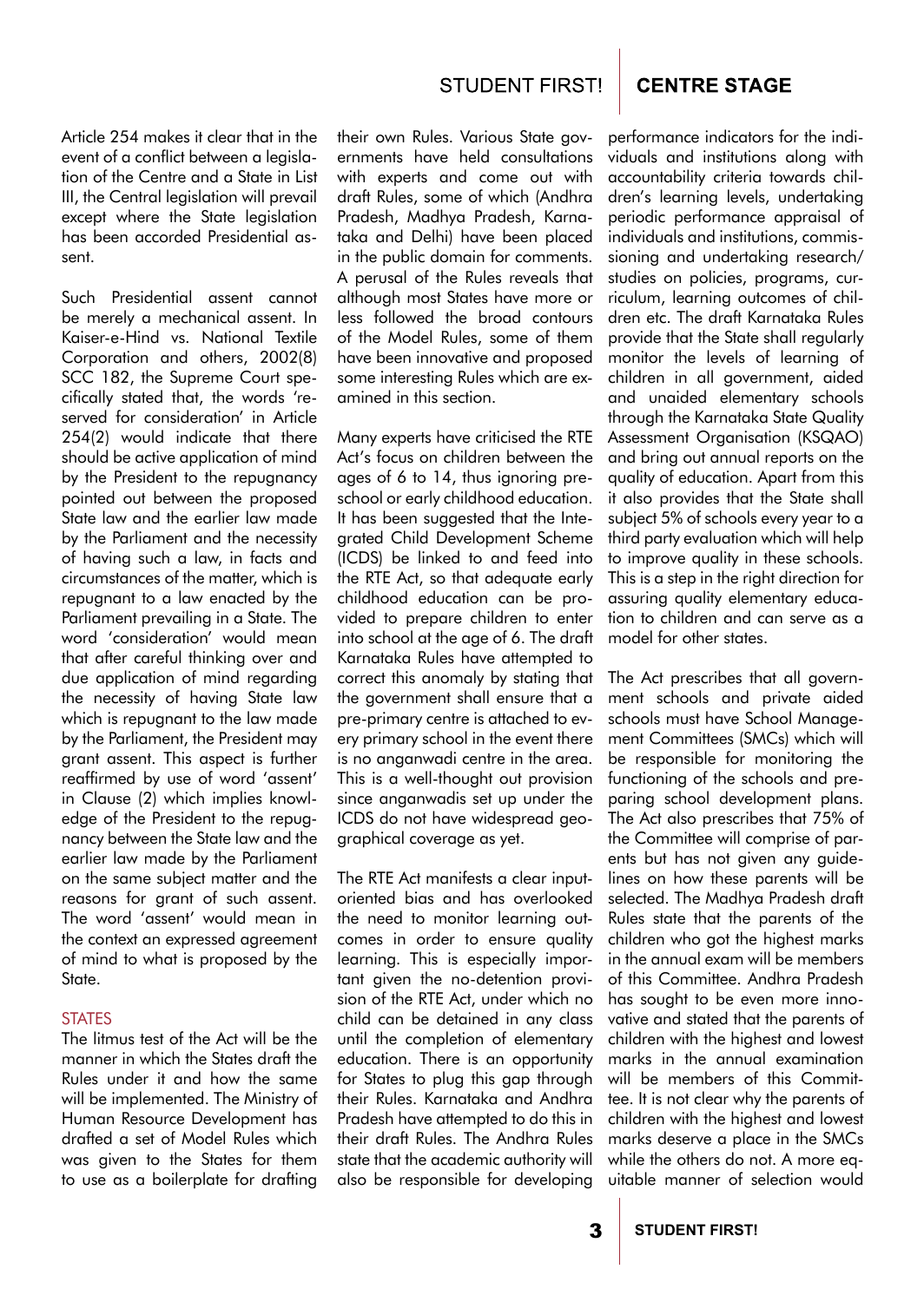Article 254 makes it clear that in the event of a conflict between a legislation of the Centre and a State in List III, the Central legislation will prevail except where the State legislation has been accorded Presidential assent.

Such Presidential assent cannot be merely a mechanical assent. In Kaiser-e-Hind vs. National Textile Corporation and others, 2002(8) SCC 182, the Supreme Court specifically stated that, the words 'reserved for consideration' in Article 254(2) would indicate that there should be active application of mind by the President to the repugnancy pointed out between the proposed State law and the earlier law made by the Parliament and the necessity of having such a law, in facts and circumstances of the matter, which is repugnant to a law enacted by the Parliament prevailing in a State. The word 'consideration' would mean that after careful thinking over and due application of mind regarding the necessity of having State law which is repugnant to the law made by the Parliament, the President may grant assent. This aspect is further reaffirmed by use of word 'assent' in Clause (2) which implies knowledge of the President to the repugnancy between the State law and the earlier law made by the Parliament on the same subject matter and the reasons for grant of such assent. The word 'assent' would mean in the context an expressed agreement of mind to what is proposed by the State.

## STATES

The litmus test of the Act will be the manner in which the States draft the Rules under it and how the same will be implemented. The Ministry of Human Resource Development has drafted a set of Model Rules which was given to the States for them to use as a boilerplate for drafting their own Rules. Various State governments have held consultations with experts and come out with draft Rules, some of which (Andhra Pradesh, Madhya Pradesh, Karnataka and Delhi) have been placed in the public domain for comments. A perusal of the Rules reveals that although most States have more or less followed the broad contours of the Model Rules, some of them have been innovative and proposed some interesting Rules which are examined in this section.

Many experts have criticised the RTE Act's focus on children between the ages of 6 to 14, thus ignoring preschool or early childhood education. It has been suggested that the Integrated Child Development Scheme (ICDS) be linked to and feed into the RTE Act, so that adequate early childhood education can be provided to prepare children to enter into school at the age of 6. The draft Karnataka Rules have attempted to correct this anomaly by stating that the government shall ensure that a pre-primary centre is attached to every primary school in the event there is no anganwadi centre in the area. This is a well-thought out provision since anganwadis set up under the ICDS do not have widespread geographical coverage as yet.

The RTE Act manifests a clear input-oriented bias and has overlooked the need to monitor learning outcomes in order to ensure quality learning. This is especially important given the no-detention provision of the RTE Act, under which no child can be detained in any class until the completion of elementary education. There is an opportunity for States to plug this gap through their Rules. Karnataka and Andhra Pradesh have attempted to do this in their draft Rules. The Andhra Rules state that the academic authority will also be responsible for developing performance indicators for the individuals and institutions along with accountability criteria towards children's learning levels, undertaking periodic performance appraisal of individuals and institutions, commissioning and undertaking research/ studies on policies, programs, curriculum, learning outcomes of children etc. The draft Karnataka Rules provide that the State shall regularly monitor the levels of learning of children in all government, aided and unaided elementary schools through the Karnataka State Quality Assessment Organisation (KSQAO) and bring out annual reports on the quality of education. Apart from this it also provides that the State shall subject 5% of schools every year to a third party evaluation which will help to improve quality in these schools. This is a step in the right direction for assuring quality elementary education to children and can serve as a model for other states.

The Act prescribes that all government schools and private aided schools must have School Management Committees (SMCs) which will be responsible for monitoring the functioning of the schools and preparing school development plans. The Act also prescribes that 75% of the Committee will comprise of parents but has not given any guidelines on how these parents will be selected. The Madhya Pradesh draft Rules state that the parents of the children who got the highest marks in the annual exam will be members of this Committee. Andhra Pradesh has sought to be even more innovative and stated that the parents of children with the highest and lowest marks in the annual examination will be members of this Committee. It is not clear why the parents of children with the highest and lowest marks deserve a place in the SMCs while the others do not. A more equitable manner of selection would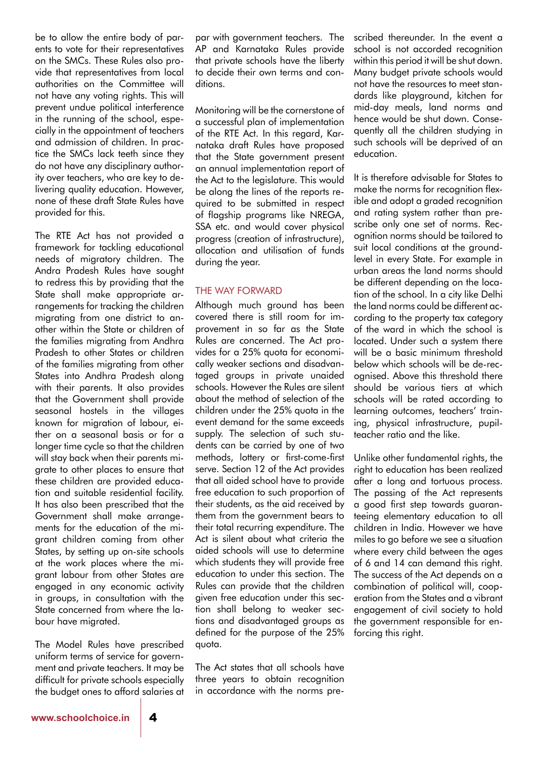be to allow the entire body of parents to vote for their representatives on the SMCs. These Rules also provide that representatives from local authorities on the Committee will not have any voting rights. This will prevent undue political interference in the running of the school, especially in the appointment of teachers and admission of children. In practice the SMCs lack teeth since they do not have any disciplinary authority over teachers, who are key to delivering quality education. However, none of these draft State Rules have provided for this.

The RTE Act has not provided a framework for tackling educational needs of migratory children. The Andra Pradesh Rules have sought to redress this by providing that the State shall make appropriate arrangements for tracking the children migrating from one district to another within the State or children of the families migrating from Andhra Pradesh to other States or children of the families migrating from other States into Andhra Pradesh along with their parents. It also provides that the Government shall provide seasonal hostels in the villages known for migration of labour, either on a seasonal basis or for a longer time cycle so that the children will stay back when their parents migrate to other places to ensure that these children are provided education and suitable residential facility. It has also been prescribed that the Government shall make arrangements for the education of the migrant children coming from other States, by setting up on-site schools at the work places where the migrant labour from other States are engaged in any economic activity in groups, in consultation with the State concerned from where the labour have migrated.

The Model Rules have prescribed uniform terms of service for government and private teachers. It may be difficult for private schools especially the budget ones to afford salaries at par with government teachers. The AP and Karnataka Rules provide that private schools have the liberty to decide their own terms and conditions.

Monitoring will be the cornerstone of a successful plan of implementation of the RTE Act. In this regard, Karnataka draft Rules have proposed that the State government present an annual implementation report of the Act to the legislature. This would be along the lines of the reports required to be submitted in respect of flagship programs like NREGA, SSA etc. and would cover physical progress (creation of infrastructure), allocation and utilisation of funds during the year.

## THE WAY FORWARD

Although much ground has been covered there is still room for improvement in so far as the State Rules are concerned. The Act provides for a 25% quota for economically weaker sections and disadvantaged groups in private unaided schools. However the Rules are silent about the method of selection of the children under the 25% quota in the event demand for the same exceeds supply. The selection of such students can be carried by one of two methods, lottery or first-come-first serve. Section 12 of the Act provides that all aided school have to provide free education to such proportion of their students, as the aid received by them from the government bears to their total recurring expenditure. The Act is silent about what criteria the aided schools will use to determine which students they will provide free education to under this section. The Rules can provide that the children given free education under this section shall belong to weaker sections and disadvantaged groups as defined for the purpose of the 25% quota.

The Act states that all schools have three years to obtain recognition in accordance with the norms prescribed thereunder. In the event a school is not accorded recognition within this period it will be shut down. Many budget private schools would not have the resources to meet standards like playground, kitchen for mid-day meals, land norms and hence would be shut down. Consequently all the children studying in such schools will be deprived of an education.

It is therefore advisable for States to make the norms for recognition flexible and adopt a graded recognition and rating system rather than prescribe only one set of norms. Recognition norms should be tailored to suit local conditions at the ground-level in every State. For example in urban areas the land norms should be different depending on the location of the school. In a city like Delhi the land norms could be different according to the property tax category of the ward in which the school is located. Under such a system there will be a basic minimum threshold below which schools will be de-recognised. Above this threshold there should be various tiers at which schools will be rated according to learning outcomes, teachers' training, physical infrastructure, pupil-teacher ratio and the like.

Unlike other fundamental rights, the right to education has been realized after a long and tortuous process. The passing of the Act represents a good first step towards guaranteeing elementary education to all children in India. However we have miles to go before we see a situation where every child between the ages of 6 and 14 can demand this right. The success of the Act depends on a combination of political will, cooperation from the States and a vibrant engagement of civil society to hold the government responsible for enforcing this right.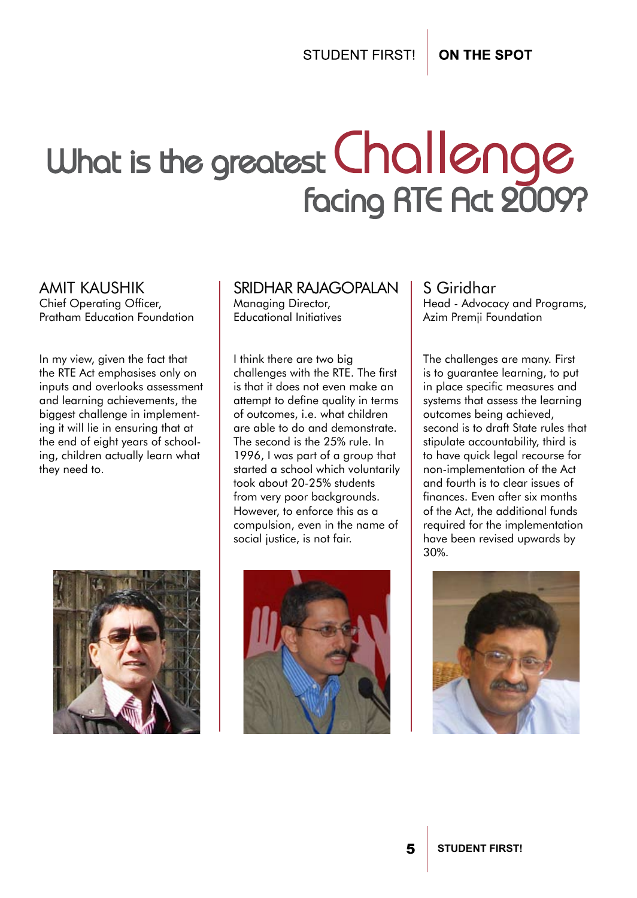# What is the greatest Challenge facing RTE Act 2009?

### AMIT KAUSHIK
Chief Operating Officer,
Pratham Education Foundation

In my view, given the fact that the RTE Act emphasises only on inputs and overlooks assessment and learning achievements, the biggest challenge in implementing it will lie in ensuring that at the end of eight years of schooling, children actually learn what they need to.

### SRIDHAR RAJAGOPALAN
Managing Director,
Educational Initiatives

I think there are two big challenges with the RTE. The first is that it does not even make an attempt to define quality in terms of outcomes, i.e. what children are able to do and demonstrate. The second is the 25% rule. In 1996, I was part of a group that started a school which voluntarily took about 20-25% students from very poor backgrounds. However, to enforce this as a compulsion, even in the name of social justice, is not fair.

### S Giridhar
Head - Advocacy and Programs,
Azim Premji Foundation

The challenges are many. First is to guarantee learning, to put in place specific measures and systems that assess the learning outcomes being achieved, second is to draft State rules that stipulate accountability, third is to have quick legal recourse for non-implementation of the Act and fourth is to clear issues of finances. Even after six months of the Act, the additional funds required for the implementation have been revised upwards by 30%.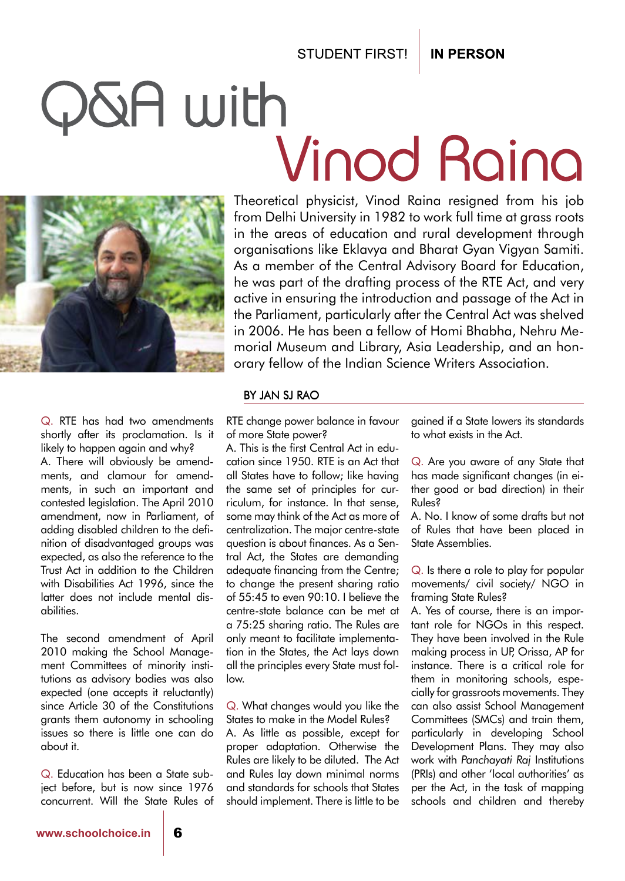# Q&A with Vinod Raina

Theoretical physicist, Vinod Raina resigned from his job from Delhi University in 1982 to work full time at grass roots in the areas of education and rural development through organisations like Eklavya and Bharat Gyan Vigyan Samiti. As a member of the Central Advisory Board for Education, he was part of the drafting process of the RTE Act, and very active in ensuring the introduction and passage of the Act in the Parliament, particularly after the Central Act was shelved in 2006. He has been a fellow of Homi Bhabha, Nehru Memorial Museum and Library, Asia Leadership, and an honorary fellow of the Indian Science Writers Association.

BY JAN SJ RAO

Q. RTE has had two amendments shortly after its proclamation. Is it likely to happen again and why?

A. There will obviously be amendments, and clamour for amendments, in such an important and contested legislation. The April 2010 amendment, now in Parliament, of adding disabled children to the definition of disadvantaged groups was expected, as also the reference to the Trust Act in addition to the Children with Disabilities Act 1996, since the latter does not include mental disabilities.

The second amendment of April 2010 making the School Management Committees of minority institutions as advisory bodies was also expected (one accepts it reluctantly) since Article 30 of the Constitutions grants them autonomy in schooling issues so there is little one can do about it.

Q. Education has been a State subject before, but is now since 1976 concurrent. Will the State Rules of RTE change power balance in favour of more State power?

A. This is the first Central Act in education since 1950. RTE is an Act that all States have to follow; like having the same set of principles for curriculum, for instance. In that sense, some may think of the Act as more of centralization. The major centre-state question is about finances. As a Sentral Act, the States are demanding adequate financing from the Centre; to change the present sharing ratio of 55:45 to even 90:10. I believe the centre-state balance can be met at a 75:25 sharing ratio. The Rules are only meant to facilitate implementation in the States, the Act lays down all the principles every State must follow.

Q. What changes would you like the States to make in the Model Rules?

A. As little as possible, except for proper adaptation. Otherwise the Rules are likely to be diluted. The Act and Rules lay down minimal norms and standards for schools that States should implement. There is little to be gained if a State lowers its standards to what exists in the Act.

Q. Are you aware of any State that has made significant changes (in either good or bad direction) in their Rules?

A. No. I know of some drafts but not of Rules that have been placed in State Assemblies.

Q. Is there a role to play for popular movements/ civil society/ NGO in framing State Rules?

A. Yes of course, there is an important role for NGOs in this respect. They have been involved in the Rule making process in UP, Orissa, AP for instance. There is a critical role for them in monitoring schools, especially for grassroots movements. They can also assist School Management Committees (SMCs) and train them, particularly in developing School Development Plans. They may also work with *Panchayati Raj* Institutions (PRIs) and other 'local authorities' as per the Act, in the task of mapping schools and children and thereby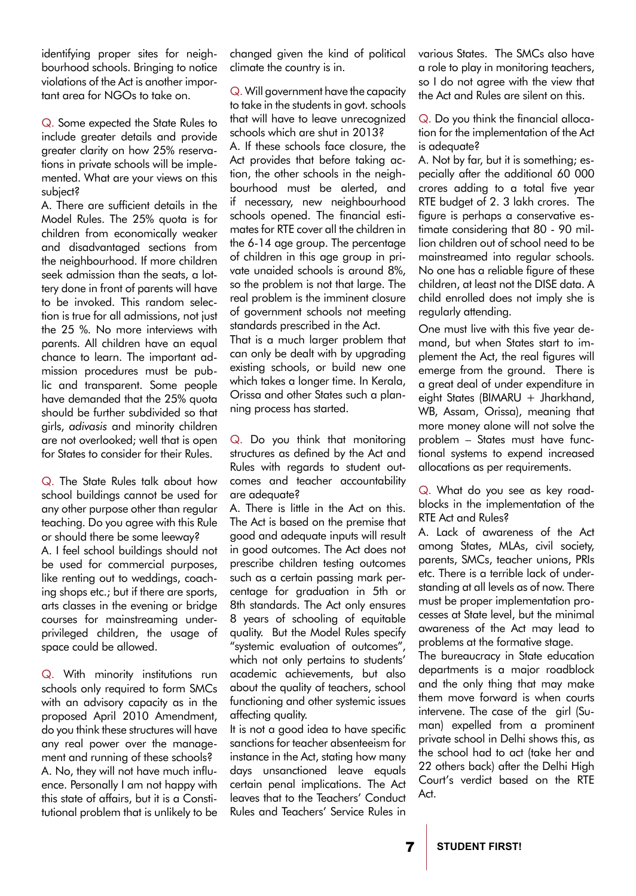identifying proper sites for neighbourhood schools. Bringing to notice violations of the Act is another important area for NGOs to take on.

Q. Some expected the State Rules to include greater details and provide greater clarity on how 25% reservations in private schools will be implemented. What are your views on this subject?

A. There are sufficient details in the Model Rules. The 25% quota is for children from economically weaker and disadvantaged sections from the neighbourhood. If more children seek admission than the seats, a lottery done in front of parents will have to be invoked. This random selection is true for all admissions, not just the 25 %. No more interviews with parents. All children have an equal chance to learn. The important admission procedures must be public and transparent. Some people have demanded that the 25% quota should be further subdivided so that girls, *adivasis* and minority children are not overlooked; well that is open for States to consider for their Rules.

Q. The State Rules talk about how school buildings cannot be used for any other purpose other than regular teaching. Do you agree with this Rule or should there be some leeway?

A. I feel school buildings should not be used for commercial purposes, like renting out to weddings, coaching shops etc.; but if there are sports, arts classes in the evening or bridge courses for mainstreaming underprivileged children, the usage of space could be allowed.

Q. With minority institutions run schools only required to form SMCs with an advisory capacity as in the proposed April 2010 Amendment, do you think these structures will have any real power over the management and running of these schools?

A. No, they will not have much influence. Personally I am not happy with this state of affairs, but it is a Constitutional problem that is unlikely to be changed given the kind of political climate the country is in.

Q. Will government have the capacity to take in the students in govt. schools that will have to leave unrecognized schools which are shut in 2013?

A. If these schools face closure, the Act provides that before taking action, the other schools in the neighbourhood must be alerted, and if necessary, new neighbourhood schools opened. The financial estimates for RTE cover all the children in the 6-14 age group. The percentage of children in this age group in private unaided schools is around 8%, so the problem is not that large. The real problem is the imminent closure of government schools not meeting standards prescribed in the Act.

That is a much larger problem that can only be dealt with by upgrading existing schools, or build new one which takes a longer time. In Kerala, Orissa and other States such a planning process has started.

Q. Do you think that monitoring structures as defined by the Act and Rules with regards to student outcomes and teacher accountability are adequate?

A. There is little in the Act on this. The Act is based on the premise that good and adequate inputs will result in good outcomes. The Act does not prescribe children testing outcomes such as a certain passing mark percentage for graduation in 5th or 8th standards. The Act only ensures 8 years of schooling of equitable quality. But the Model Rules specify "systemic evaluation of outcomes", which not only pertains to students' academic achievements, but also about the quality of teachers, school functioning and other systemic issues affecting quality.

It is not a good idea to have specific sanctions for teacher absenteeism for instance in the Act, stating how many days unsanctioned leave equals certain penal implications. The Act leaves that to the Teachers' Conduct Rules and Teachers' Service Rules in various States. The SMCs also have a role to play in monitoring teachers, so I do not agree with the view that the Act and Rules are silent on this.

Q. Do you think the financial allocation for the implementation of the Act is adequate?

A. Not by far, but it is something; especially after the additional 60 000 crores adding to a total five year RTE budget of 2. 3 lakh crores. The figure is perhaps a conservative estimate considering that 80 - 90 million children out of school need to be mainstreamed into regular schools. No one has a reliable figure of these children, at least not the DISE data. A child enrolled does not imply she is regularly attending.

One must live with this five year demand, but when States start to implement the Act, the real figures will emerge from the ground. There is a great deal of under expenditure in eight States (BIMARU + Jharkhand, WB, Assam, Orissa), meaning that more money alone will not solve the problem – States must have functional systems to expend increased allocations as per requirements.

Q. What do you see as key roadblocks in the implementation of the RTE Act and Rules?

A. Lack of awareness of the Act among States, MLAs, civil society, parents, SMCs, teacher unions, PRIs etc. There is a terrible lack of understanding at all levels as of now. There must be proper implementation processes at State level, but the minimal awareness of the Act may lead to problems at the formative stage.

The bureaucracy in State education departments is a major roadblock and the only thing that may make them move forward is when courts intervene. The case of the girl (Suman) expelled from a prominent private school in Delhi shows this, as the school had to act (take her and 22 others back) after the Delhi High Court's verdict based on the RTE Act.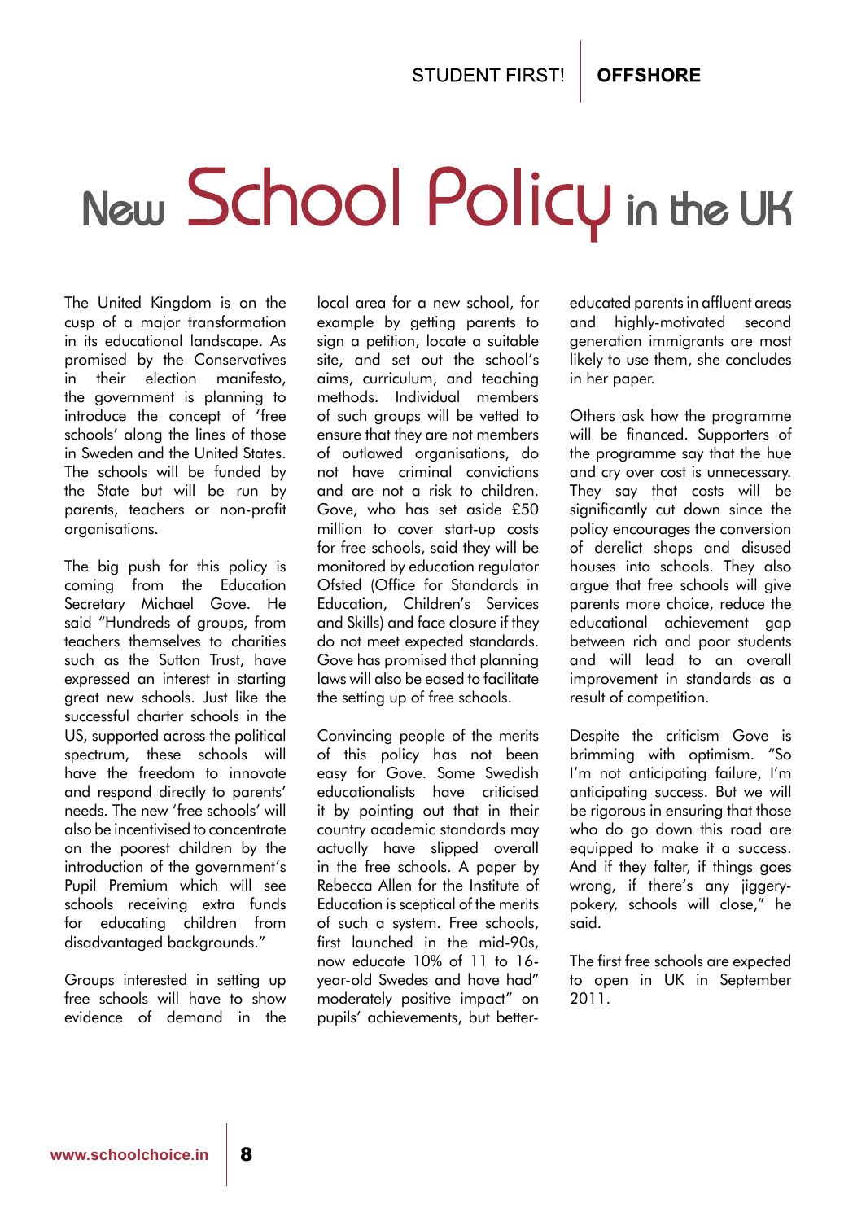# New School Policy in the UK

The United Kingdom is on the cusp of a major transformation in its educational landscape. As promised by the Conservatives in their election manifesto, the government is planning to introduce the concept of 'free schools' along the lines of those in Sweden and the United States. The schools will be funded by the State but will be run by parents, teachers or non-profit organisations.

The big push for this policy is coming from the Education Secretary Michael Gove. He said "Hundreds of groups, from teachers themselves to charities such as the Sutton Trust, have expressed an interest in starting great new schools. Just like the successful charter schools in the US, supported across the political spectrum, these schools will have the freedom to innovate and respond directly to parents' needs. The new 'free schools' will also be incentivised to concentrate on the poorest children by the introduction of the government's Pupil Premium which will see schools receiving extra funds for educating children from disadvantaged backgrounds."

Groups interested in setting up free schools will have to show evidence of demand in the local area for a new school, for example by getting parents to sign a petition, locate a suitable site, and set out the school's aims, curriculum, and teaching methods. Individual members of such groups will be vetted to ensure that they are not members of outlawed organisations, do not have criminal convictions and are not a risk to children. Gove, who has set aside £50 million to cover start-up costs for free schools, said they will be monitored by education regulator Ofsted (Office for Standards in Education, Children's Services and Skills) and face closure if they do not meet expected standards. Gove has promised that planning laws will also be eased to facilitate the setting up of free schools.

Convincing people of the merits of this policy has not been easy for Gove. Some Swedish educationalists have criticised it by pointing out that in their country academic standards may actually have slipped overall in the free schools. A paper by Rebecca Allen for the Institute of Education is sceptical of the merits of such a system. Free schools, first launched in the mid-90s, now educate 10% of 11 to 16-year-old Swedes and have had" moderately positive impact" on pupils' achievements, but better-educated parents in affluent areas and highly-motivated second generation immigrants are most likely to use them, she concludes in her paper.

Others ask how the programme will be financed. Supporters of the programme say that the hue and cry over cost is unnecessary. They say that costs will be significantly cut down since the policy encourages the conversion of derelict shops and disused houses into schools. They also argue that free schools will give parents more choice, reduce the educational achievement gap between rich and poor students and will lead to an overall improvement in standards as a result of competition.

Despite the criticism Gove is brimming with optimism. "So I'm not anticipating failure, I'm anticipating success. But we will be rigorous in ensuring that those who do go down this road are equipped to make it a success. And if they falter, if things goes wrong, if there's any jiggery-pokery, schools will close," he said.

The first free schools are expected to open in UK in September 2011.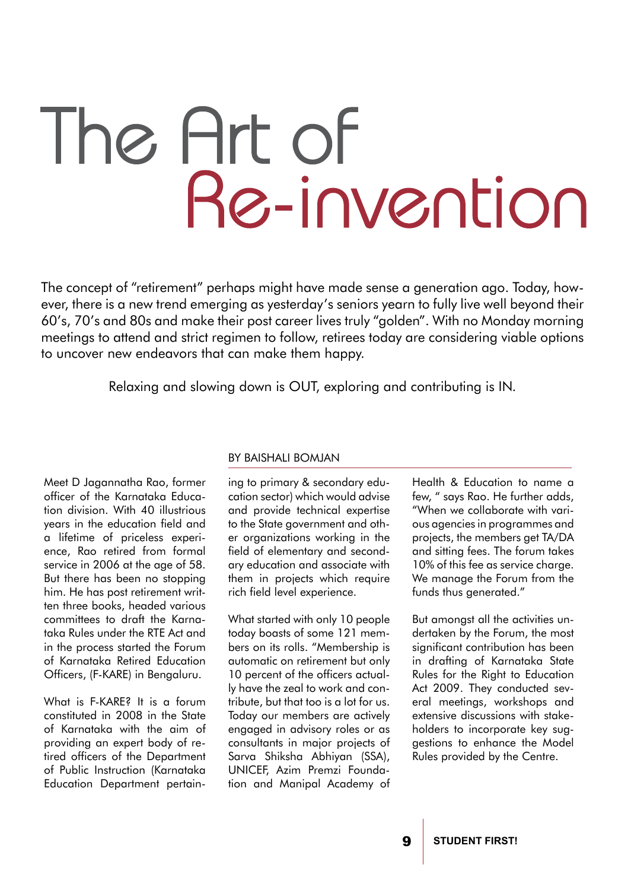# The Art of Re-invention

The concept of "retirement" perhaps might have made sense a generation ago. Today, however, there is a new trend emerging as yesterday's seniors yearn to fully live well beyond their 60's, 70's and 80s and make their post career lives truly "golden". With no Monday morning meetings to attend and strict regimen to follow, retirees today are considering viable options to uncover new endeavors that can make them happy.

Relaxing and slowing down is OUT, exploring and contributing is IN.

BY BAISHALI BOMJAN

Meet D Jagannatha Rao, former officer of the Karnataka Education division. With 40 illustrious years in the education field and a lifetime of priceless experience, Rao retired from formal service in 2006 at the age of 58. But there has been no stopping him. He has post retirement written three books, headed various committees to draft the Karnataka Rules under the RTE Act and in the process started the Forum of Karnataka Retired Education Officers, (F-KARE) in Bengaluru.

What is F-KARE? It is a forum constituted in 2008 in the State of Karnataka with the aim of providing an expert body of retired officers of the Department of Public Instruction (Karnataka Education Department pertaining to primary & secondary education sector) which would advise and provide technical expertise to the State government and other organizations working in the field of elementary and secondary education and associate with them in projects which require rich field level experience.

What started with only 10 people today boasts of some 121 members on its rolls. "Membership is automatic on retirement but only 10 percent of the officers actually have the zeal to work and contribute, but that too is a lot for us. Today our members are actively engaged in advisory roles or as consultants in major projects of Sarva Shiksha Abhiyan (SSA), UNICEF, Azim Premzi Foundation and Manipal Academy of Health & Education to name a few, " says Rao. He further adds, "When we collaborate with various agencies in programmes and projects, the members get TA/DA and sitting fees. The forum takes 10% of this fee as service charge. We manage the Forum from the funds thus generated."

But amongst all the activities undertaken by the Forum, the most significant contribution has been in drafting of Karnataka State Rules for the Right to Education Act 2009. They conducted several meetings, workshops and extensive discussions with stakeholders to incorporate key suggestions to enhance the Model Rules provided by the Centre.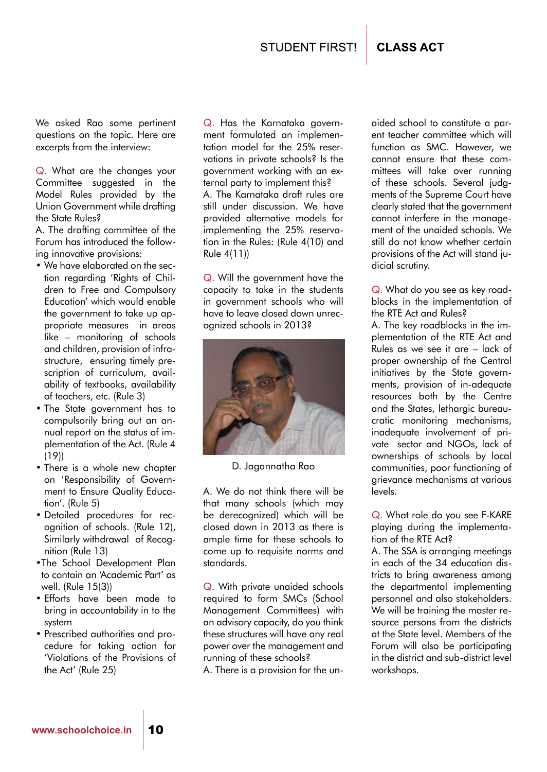We asked Rao some pertinent questions on the topic. Here are excerpts from the interview:

Q. What are the changes your Committee suggested in the Model Rules provided by the Union Government while drafting the State Rules?

A. The drafting committee of the Forum has introduced the following innovative provisions:

- We have elaborated on the section regarding 'Rights of Children to Free and Compulsory Education' which would enable the government to take up appropriate measures in areas like – monitoring of schools and children, provision of infrastructure, ensuring timely prescription of curriculum, availability of textbooks, availability of teachers, etc. (Rule 3)
- The State government has to compulsorily bring out an annual report on the status of implementation of the Act. (Rule 4 (19))
- There is a whole new chapter on 'Responsibility of Government to Ensure Quality Education'. (Rule 5)
- Detailed procedures for recognition of schools. (Rule 12), Similarly withdrawal of Recognition (Rule 13)
- The School Development Plan to contain an 'Academic Part' as well. (Rule 15(3))
- Efforts have been made to bring in accountability in to the system
- Prescribed authorities and procedure for taking action for 'Violations of the Provisions of the Act' (Rule 25)

Q. Has the Karnataka government formulated an implementation model for the 25% reservations in private schools? Is the government working with an external party to implement this?

A. The Karnataka draft rules are still under discussion. We have provided alternative models for implementing the 25% reservation in the Rules: (Rule 4(10) and Rule 4(11))

Q. Will the government have the capacity to take in the students in government schools who will have to leave closed down unrecognized schools in 2013?

D. Jagannatha Rao

A. We do not think there will be that many schools (which may be derecognized) which will be closed down in 2013 as there is ample time for these schools to come up to requisite norms and standards.

Q. With private unaided schools required to form SMCs (School Management Committees) with an advisory capacity, do you think these structures will have any real power over the management and running of these schools?

A. There is a provision for the unaided school to constitute a parent teacher committee which will function as SMC. However, we cannot ensure that these committees will take over running of these schools. Several judgments of the Supreme Court have clearly stated that the government cannot interfere in the management of the unaided schools. We still do not know whether certain provisions of the Act will stand judicial scrutiny.

Q. What do you see as key roadblocks in the implementation of the RTE Act and Rules?

A. The key roadblocks in the implementation of the RTE Act and Rules as we see it are – lack of proper ownership of the Central initiatives by the State governments, provision of in-adequate resources both by the Centre and the States, lethargic bureaucratic monitoring mechanisms, inadequate involvement of private sector and NGOs, lack of ownerships of schools by local communities, poor functioning of grievance mechanisms at various levels.

Q. What role do you see F-KARE playing during the implementation of the RTE Act?

A. The SSA is arranging meetings in each of the 34 education districts to bring awareness among the departmental implementing personnel and also stakeholders. We will be training the master resource persons from the districts at the State level. Members of the Forum will also be participating in the district and sub-district level workshops.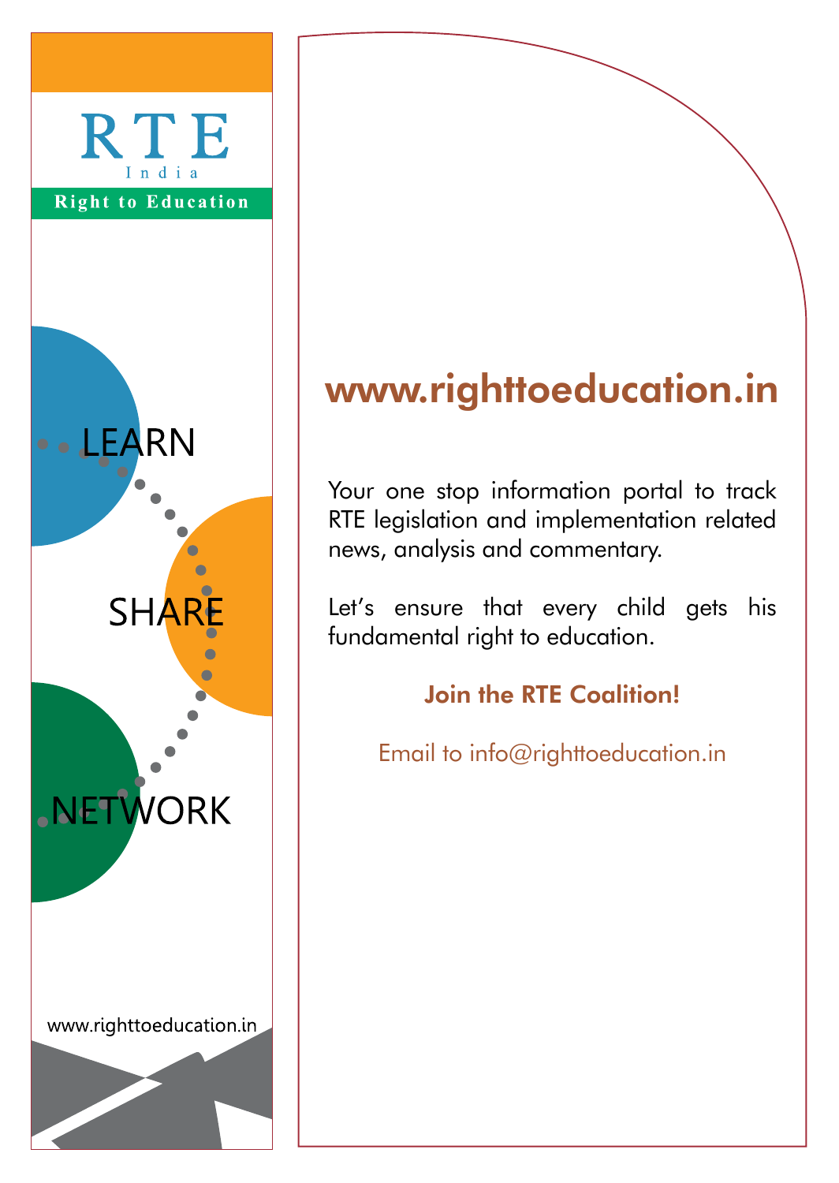RTE

India

Right to Education

LEARN

SHARE

NETWORK

www.righttoeducation.in

## www.righttoeducation.in

Your one stop information portal to track RTE legislation and implementation related news, analysis and commentary.

Let's ensure that every child gets his fundamental right to education.

**Join the RTE Coalition!**

Email to info@righttoeducation.in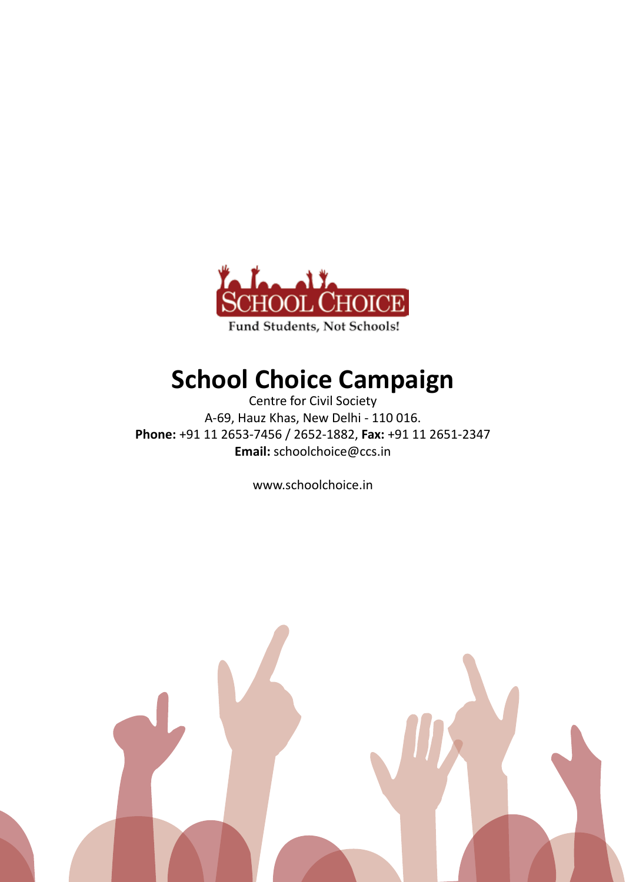SCHOOL CHOICE

Fund Students, Not Schools!

# School Choice Campaign

Centre for Civil Society

A-69, Hauz Khas, New Delhi - 110 016.

**Phone:** +91 11 2653-7456 / 2652-1882, **Fax:** +91 11 2651-2347

**Email:** schoolchoice@ccs.in

www.schoolchoice.in